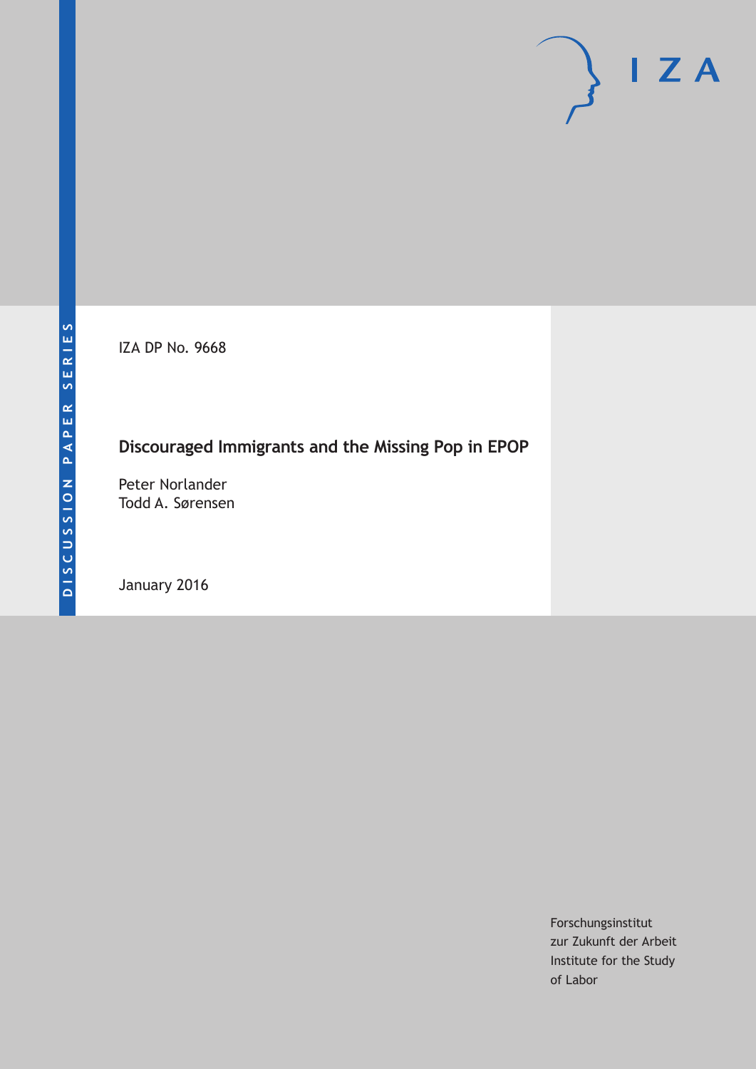DISCUSSION PAPER SERIES

IZA DP No. 9668

# Discouraged Immigrants and the Missing Pop in EPOP

Peter Norlander
Todd A. Sørensen

January 2016

Forschungsinstitut
zur Zukunft der Arbeit
Institute for the Study
of Labor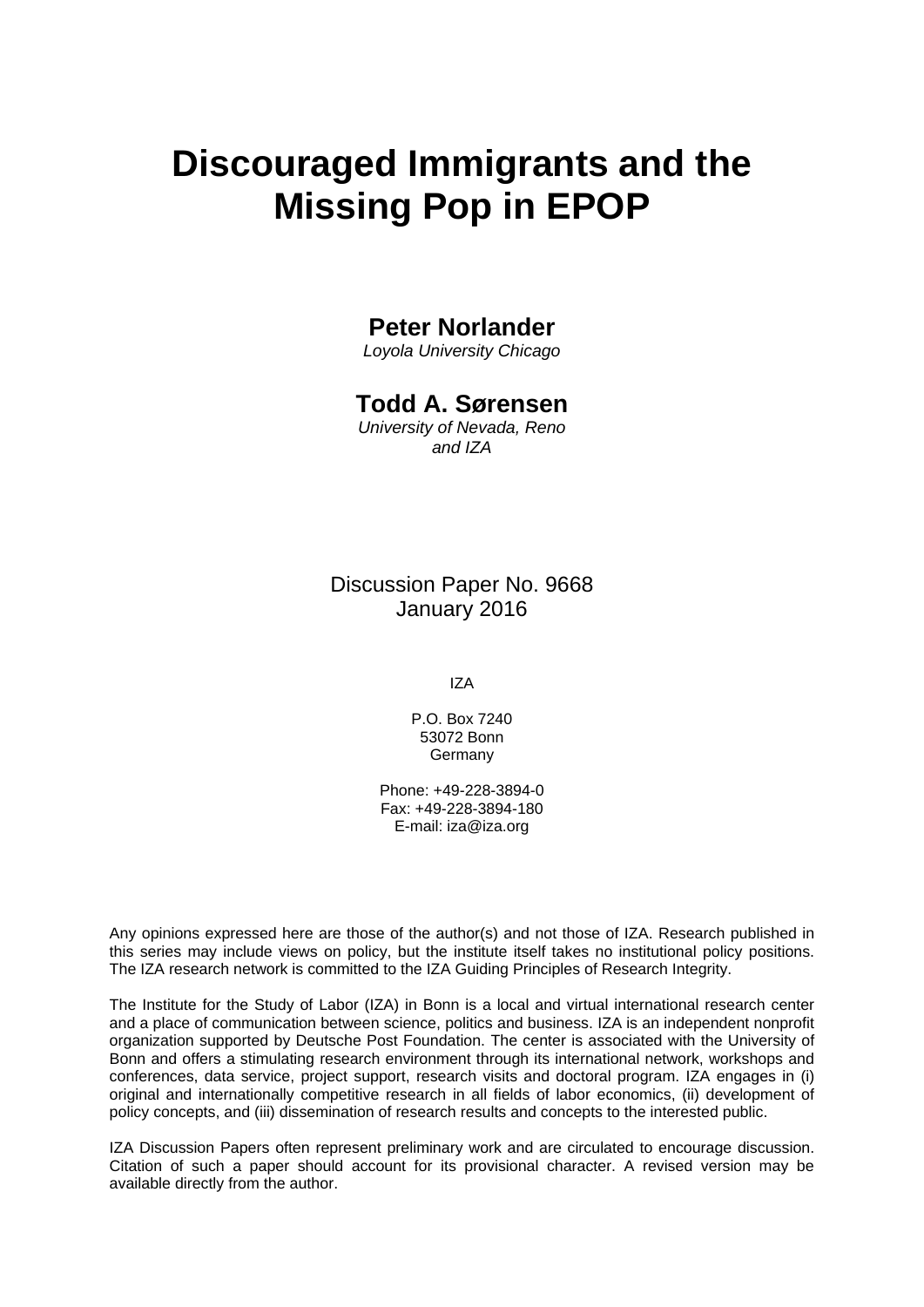# Discouraged Immigrants and the Missing Pop in EPOP

**Peter Norlander**
*Loyola University Chicago*

**Todd A. Sørensen**
*University of Nevada, Reno and IZA*

Discussion Paper No. 9668
January 2016

IZA

P.O. Box 7240
53072 Bonn
Germany

Phone: +49-228-3894-0
Fax: +49-228-3894-180
E-mail: iza@iza.org

Any opinions expressed here are those of the author(s) and not those of IZA. Research published in this series may include views on policy, but the institute itself takes no institutional policy positions. The IZA research network is committed to the IZA Guiding Principles of Research Integrity.

The Institute for the Study of Labor (IZA) in Bonn is a local and virtual international research center and a place of communication between science, politics and business. IZA is an independent nonprofit organization supported by Deutsche Post Foundation. The center is associated with the University of Bonn and offers a stimulating research environment through its international network, workshops and conferences, data service, project support, research visits and doctoral program. IZA engages in (i) original and internationally competitive research in all fields of labor economics, (ii) development of policy concepts, and (iii) dissemination of research results and concepts to the interested public.

IZA Discussion Papers often represent preliminary work and are circulated to encourage discussion. Citation of such a paper should account for its provisional character. A revised version may be available directly from the author.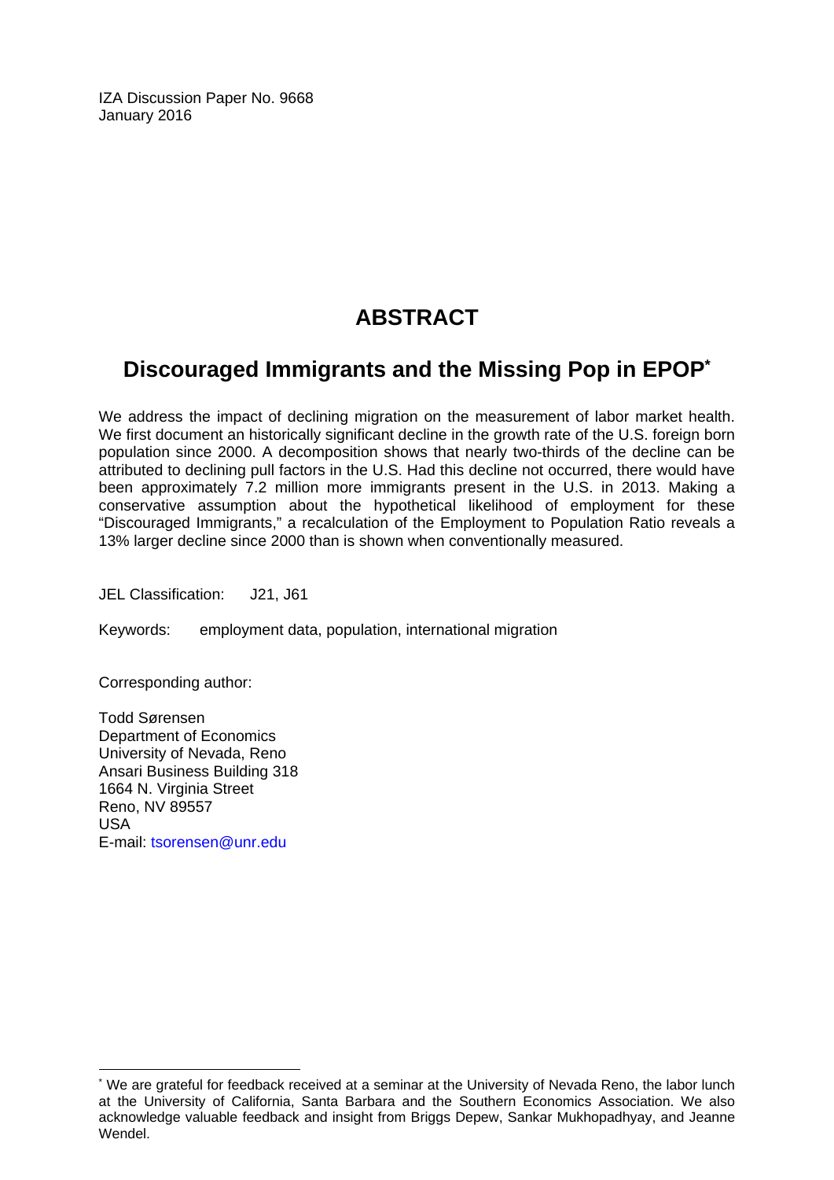IZA Discussion Paper No. 9668
January 2016

# ABSTRACT

## Discouraged Immigrants and the Missing Pop in EPOP[*]

We address the impact of declining migration on the measurement of labor market health. We first document an historically significant decline in the growth rate of the U.S. foreign born population since 2000. A decomposition shows that nearly two-thirds of the decline can be attributed to declining pull factors in the U.S. Had this decline not occurred, there would have been approximately 7.2 million more immigrants present in the U.S. in 2013. Making a conservative assumption about the hypothetical likelihood of employment for these "Discouraged Immigrants," a recalculation of the Employment to Population Ratio reveals a 13% larger decline since 2000 than is shown when conventionally measured.

JEL Classification: J21, J61

Keywords: employment data, population, international migration

Corresponding author:

Todd Sørensen
Department of Economics
University of Nevada, Reno
Ansari Business Building 318
1664 N. Virginia Street
Reno, NV 89557
USA
E-mail: tsorensen@unr.edu

---

[*] We are grateful for feedback received at a seminar at the University of Nevada Reno, the labor lunch at the University of California, Santa Barbara and the Southern Economics Association. We also acknowledge valuable feedback and insight from Briggs Depew, Sankar Mukhopadhyay, and Jeanne Wendel.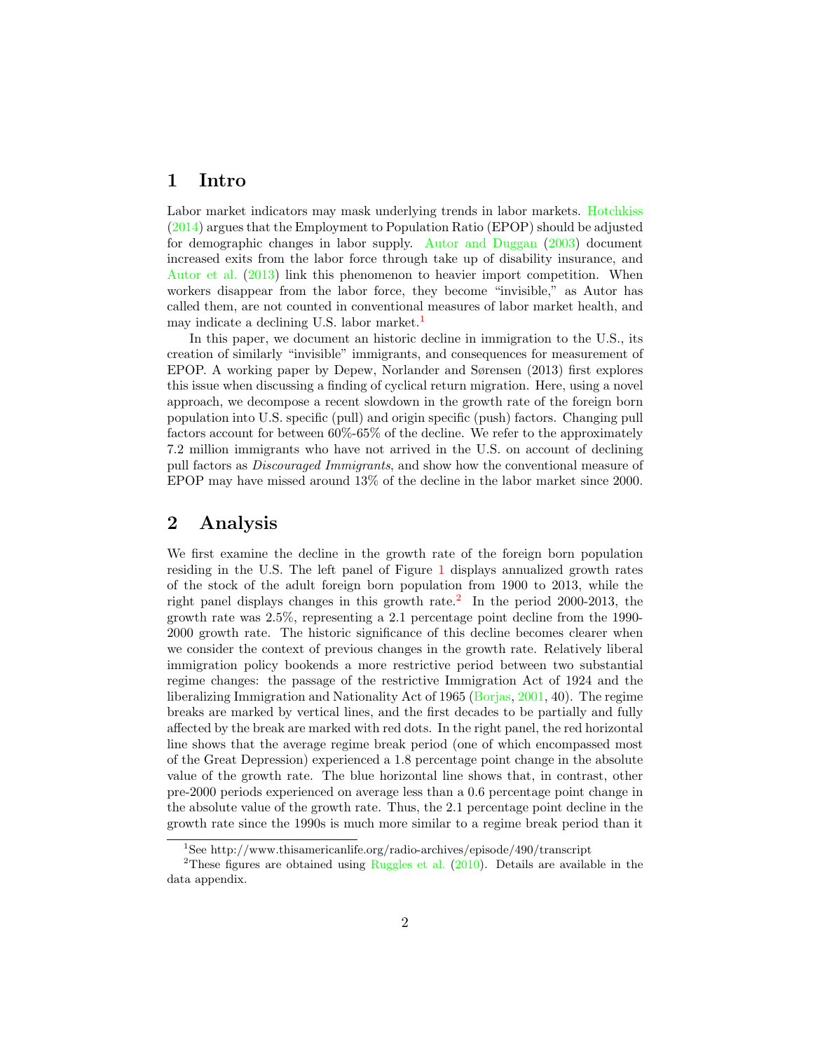# 1 Intro

Labor market indicators may mask underlying trends in labor markets. Hotchkiss (2014) argues that the Employment to Population Ratio (EPOP) should be adjusted for demographic changes in labor supply. Autor and Duggan (2003) document increased exits from the labor force through take up of disability insurance, and Autor et al. (2013) link this phenomenon to heavier import competition. When workers disappear from the labor force, they become "invisible," as Autor has called them, are not counted in conventional measures of labor market health, and may indicate a declining U.S. labor market.[1]

In this paper, we document an historic decline in immigration to the U.S., its creation of similarly "invisible" immigrants, and consequences for measurement of EPOP. A working paper by Depew, Norlander and Sørensen (2013) first explores this issue when discussing a finding of cyclical return migration. Here, using a novel approach, we decompose a recent slowdown in the growth rate of the foreign born population into U.S. specific (pull) and origin specific (push) factors. Changing pull factors account for between 60%-65% of the decline. We refer to the approximately 7.2 million immigrants who have not arrived in the U.S. on account of declining pull factors as *Discouraged Immigrants*, and show how the conventional measure of EPOP may have missed around 13% of the decline in the labor market since 2000.

# 2 Analysis

We first examine the decline in the growth rate of the foreign born population residing in the U.S. The left panel of Figure 1 displays annualized growth rates of the stock of the adult foreign born population from 1900 to 2013, while the right panel displays changes in this growth rate.[2] In the period 2000-2013, the growth rate was 2.5%, representing a 2.1 percentage point decline from the 1990-2000 growth rate. The historic significance of this decline becomes clearer when we consider the context of previous changes in the growth rate. Relatively liberal immigration policy bookends a more restrictive period between two substantial regime changes: the passage of the restrictive Immigration Act of 1924 and the liberalizing Immigration and Nationality Act of 1965 (Borjas, 2001, 40). The regime breaks are marked by vertical lines, and the first decades to be partially and fully affected by the break are marked with red dots. In the right panel, the red horizontal line shows that the average regime break period (one of which encompassed most of the Great Depression) experienced a 1.8 percentage point change in the absolute value of the growth rate. The blue horizontal line shows that, in contrast, other pre-2000 periods experienced on average less than a 0.6 percentage point change in the absolute value of the growth rate. Thus, the 2.1 percentage point decline in the growth rate since the 1990s is much more similar to a regime break period than it

[1] See http://www.thisamericanlife.org/radio-archives/episode/490/transcript

[2] These figures are obtained using Ruggles et al. (2010). Details are available in the data appendix.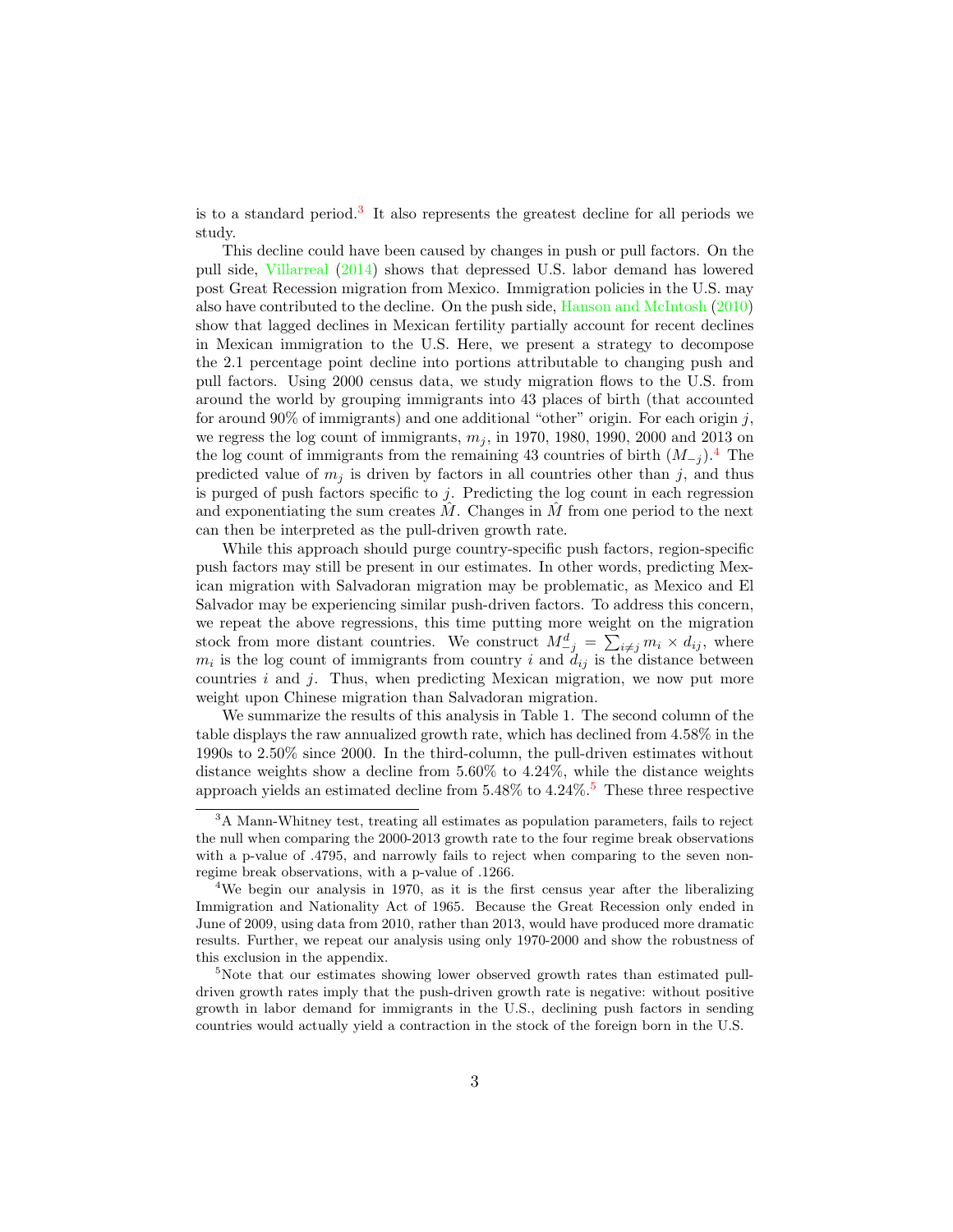is to a standard period.[3] It also represents the greatest decline for all periods we study.

This decline could have been caused by changes in push or pull factors. On the pull side, Villarreal (2014) shows that depressed U.S. labor demand has lowered post Great Recession migration from Mexico. Immigration policies in the U.S. may also have contributed to the decline. On the push side, Hanson and McIntosh (2010) show that lagged declines in Mexican fertility partially account for recent declines in Mexican immigration to the U.S. Here, we present a strategy to decompose the 2.1 percentage point decline into portions attributable to changing push and pull factors. Using 2000 census data, we study migration flows to the U.S. from around the world by grouping immigrants into 43 places of birth (that accounted for around 90% of immigrants) and one additional "other" origin. For each origin $j$, we regress the log count of immigrants, $m_j$, in 1970, 1980, 1990, 2000 and 2013 on the log count of immigrants from the remaining 43 countries of birth ($M_{-j}$).[4] The predicted value of $m_j$ is driven by factors in all countries other than $j$, and thus is purged of push factors specific to $j$. Predicting the log count in each regression and exponentiating the sum creates $\hat{M}$. Changes in $\hat{M}$ from one period to the next can then be interpreted as the pull-driven growth rate.

While this approach should purge country-specific push factors, region-specific push factors may still be present in our estimates. In other words, predicting Mexican migration with Salvadoran migration may be problematic, as Mexico and El Salvador may be experiencing similar push-driven factors. To address this concern, we repeat the above regressions, this time putting more weight on the migration stock from more distant countries. We construct $M^d_{-j} = \sum_{i \neq j} m_i \times d_{ij}$, where $m_i$ is the log count of immigrants from country $i$ and $d_{ij}$ is the distance between countries $i$ and $j$. Thus, when predicting Mexican migration, we now put more weight upon Chinese migration than Salvadoran migration.

We summarize the results of this analysis in Table 1. The second column of the table displays the raw annualized growth rate, which has declined from 4.58% in the 1990s to 2.50% since 2000. In the third-column, the pull-driven estimates without distance weights show a decline from 5.60% to 4.24%, while the distance weights approach yields an estimated decline from 5.48% to 4.24%.[5] These three respective

[3] A Mann-Whitney test, treating all estimates as population parameters, fails to reject the null when comparing the 2000-2013 growth rate to the four regime break observations with a p-value of .4795, and narrowly fails to reject when comparing to the seven non-regime break observations, with a p-value of .1266.

[4] We begin our analysis in 1970, as it is the first census year after the liberalizing Immigration and Nationality Act of 1965. Because the Great Recession only ended in June of 2009, using data from 2010, rather than 2013, would have produced more dramatic results. Further, we repeat our analysis using only 1970-2000 and show the robustness of this exclusion in the appendix.

[5] Note that our estimates showing lower observed growth rates than estimated pull-driven growth rates imply that the push-driven growth rate is negative: without positive growth in labor demand for immigrants in the U.S., declining push factors in sending countries would actually yield a contraction in the stock of the foreign born in the U.S.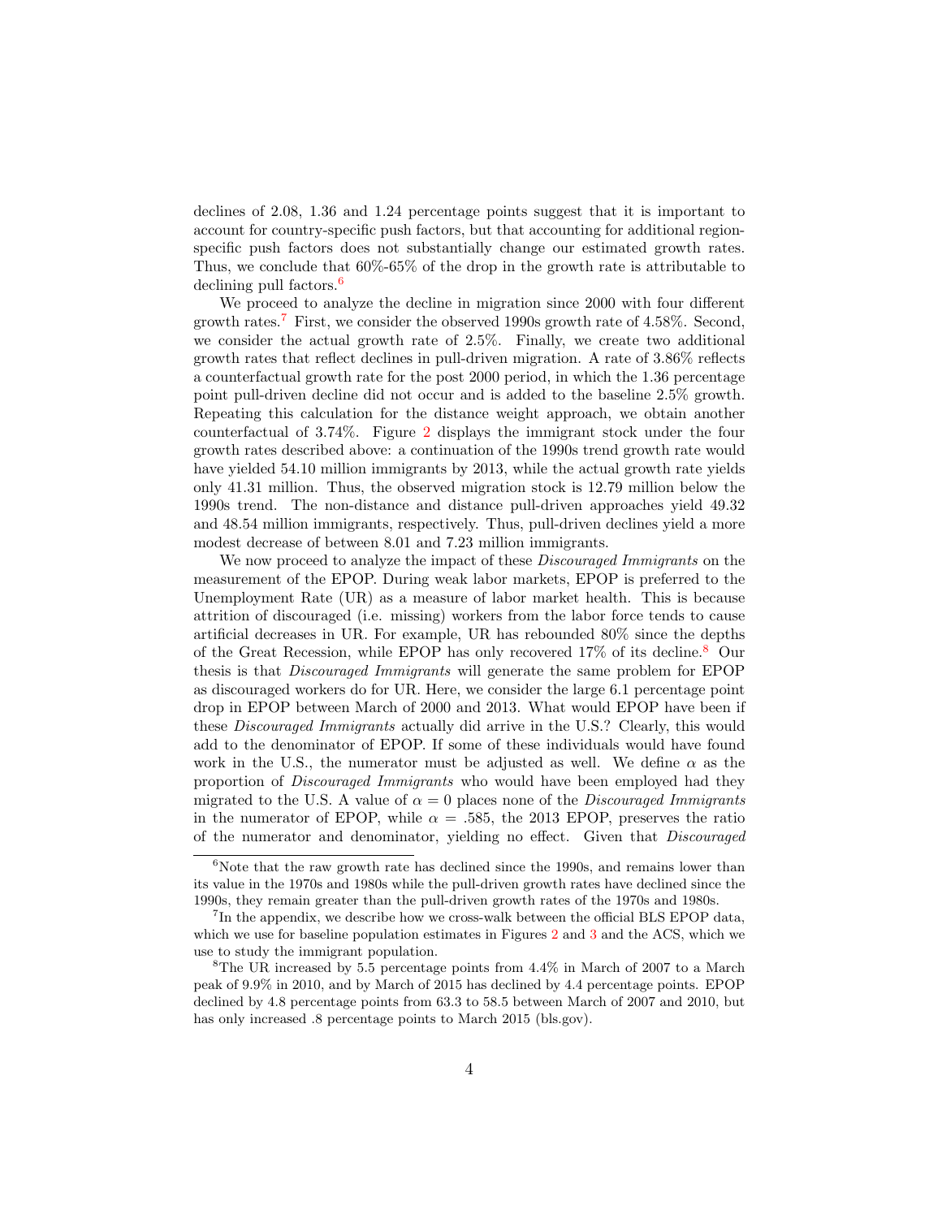declines of 2.08, 1.36 and 1.24 percentage points suggest that it is important to account for country-specific push factors, but that accounting for additional region-specific push factors does not substantially change our estimated growth rates. Thus, we conclude that 60%-65% of the drop in the growth rate is attributable to declining pull factors.[6]

We proceed to analyze the decline in migration since 2000 with four different growth rates.[7] First, we consider the observed 1990s growth rate of 4.58%. Second, we consider the actual growth rate of 2.5%. Finally, we create two additional growth rates that reflect declines in pull-driven migration. A rate of 3.86% reflects a counterfactual growth rate for the post 2000 period, in which the 1.36 percentage point pull-driven decline did not occur and is added to the baseline 2.5% growth. Repeating this calculation for the distance weight approach, we obtain another counterfactual of 3.74%. Figure 2 displays the immigrant stock under the four growth rates described above: a continuation of the 1990s trend growth rate would have yielded 54.10 million immigrants by 2013, while the actual growth rate yields only 41.31 million. Thus, the observed migration stock is 12.79 million below the 1990s trend. The non-distance and distance pull-driven approaches yield 49.32 and 48.54 million immigrants, respectively. Thus, pull-driven declines yield a more modest decrease of between 8.01 and 7.23 million immigrants.

We now proceed to analyze the impact of these *Discouraged Immigrants* on the measurement of the EPOP. During weak labor markets, EPOP is preferred to the Unemployment Rate (UR) as a measure of labor market health. This is because attrition of discouraged (i.e. missing) workers from the labor force tends to cause artificial decreases in UR. For example, UR has rebounded 80% since the depths of the Great Recession, while EPOP has only recovered 17% of its decline.[8] Our thesis is that *Discouraged Immigrants* will generate the same problem for EPOP as discouraged workers do for UR. Here, we consider the large 6.1 percentage point drop in EPOP between March of 2000 and 2013. What would EPOP have been if these *Discouraged Immigrants* actually did arrive in the U.S.? Clearly, this would add to the denominator of EPOP. If some of these individuals would have found work in the U.S., the numerator must be adjusted as well. We define $\alpha$ as the proportion of *Discouraged Immigrants* who would have been employed had they migrated to the U.S. A value of $\alpha = 0$ places none of the *Discouraged Immigrants* in the numerator of EPOP, while $\alpha = .585$, the 2013 EPOP, preserves the ratio of the numerator and denominator, yielding no effect. Given that *Discouraged*

---

[6] Note that the raw growth rate has declined since the 1990s, and remains lower than its value in the 1970s and 1980s while the pull-driven growth rates have declined since the 1990s, they remain greater than the pull-driven growth rates of the 1970s and 1980s.

[7] In the appendix, we describe how we cross-walk between the official BLS EPOP data, which we use for baseline population estimates in Figures 2 and 3 and the ACS, which we use to study the immigrant population.

[8] The UR increased by 5.5 percentage points from 4.4% in March of 2007 to a March peak of 9.9% in 2010, and by March of 2015 has declined by 4.4 percentage points. EPOP declined by 4.8 percentage points from 63.3 to 58.5 between March of 2007 and 2010, but has only increased .8 percentage points to March 2015 (bls.gov).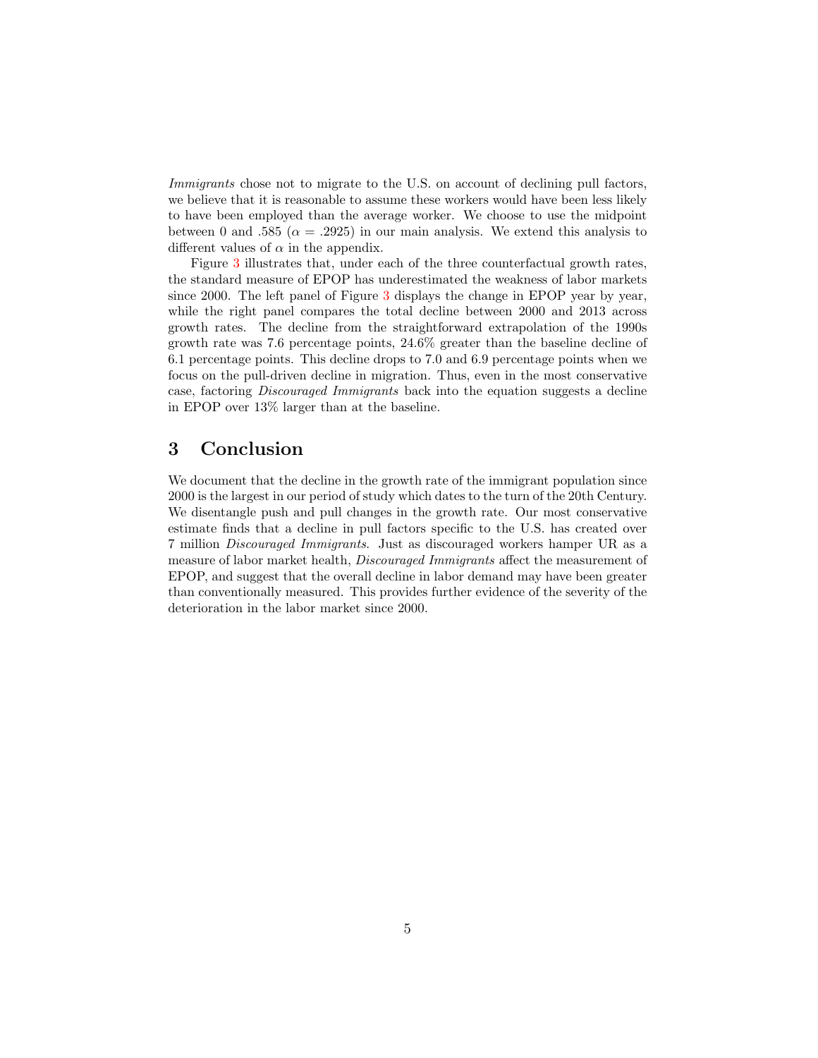*Immigrants* chose not to migrate to the U.S. on account of declining pull factors, we believe that it is reasonable to assume these workers would have been less likely to have been employed than the average worker. We choose to use the midpoint between 0 and .585 ($\alpha = .2925$) in our main analysis. We extend this analysis to different values of $\alpha$ in the appendix.

Figure 3 illustrates that, under each of the three counterfactual growth rates, the standard measure of EPOP has underestimated the weakness of labor markets since 2000. The left panel of Figure 3 displays the change in EPOP year by year, while the right panel compares the total decline between 2000 and 2013 across growth rates. The decline from the straightforward extrapolation of the 1990s growth rate was 7.6 percentage points, 24.6% greater than the baseline decline of 6.1 percentage points. This decline drops to 7.0 and 6.9 percentage points when we focus on the pull-driven decline in migration. Thus, even in the most conservative case, factoring *Discouraged Immigrants* back into the equation suggests a decline in EPOP over 13% larger than at the baseline.

## 3 Conclusion

We document that the decline in the growth rate of the immigrant population since 2000 is the largest in our period of study which dates to the turn of the 20th Century. We disentangle push and pull changes in the growth rate. Our most conservative estimate finds that a decline in pull factors specific to the U.S. has created over 7 million *Discouraged Immigrants*. Just as discouraged workers hamper UR as a measure of labor market health, *Discouraged Immigrants* affect the measurement of EPOP, and suggest that the overall decline in labor demand may have been greater than conventionally measured. This provides further evidence of the severity of the deterioration in the labor market since 2000.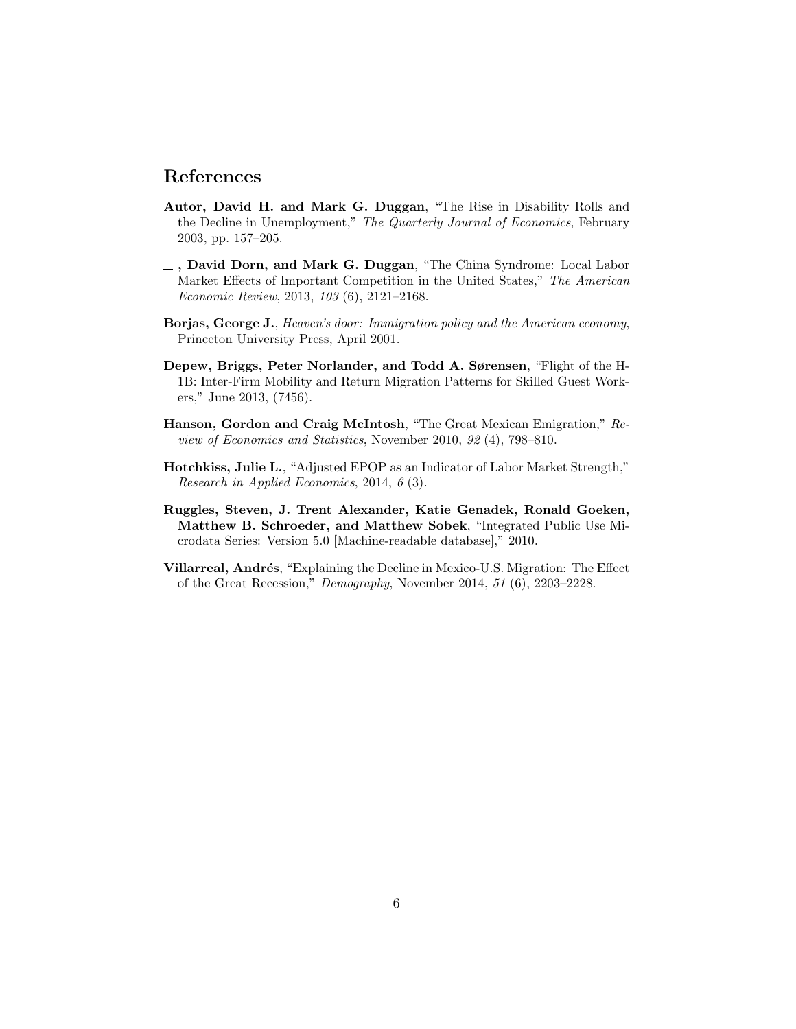# References

**Autor, David H. and Mark G. Duggan**, "The Rise in Disability Rolls and the Decline in Unemployment," *The Quarterly Journal of Economics*, February 2003, pp. 157–205.

**\_, David Dorn, and Mark G. Duggan**, "The China Syndrome: Local Labor Market Effects of Important Competition in the United States," *The American Economic Review*, 2013, *103* (6), 2121–2168.

**Borjas, George J.**, *Heaven's door: Immigration policy and the American economy*, Princeton University Press, April 2001.

**Depew, Briggs, Peter Norlander, and Todd A. Sørensen**, "Flight of the H-1B: Inter-Firm Mobility and Return Migration Patterns for Skilled Guest Workers," June 2013, (7456).

**Hanson, Gordon and Craig McIntosh**, "The Great Mexican Emigration," *Review of Economics and Statistics*, November 2010, *92* (4), 798–810.

**Hotchkiss, Julie L.**, "Adjusted EPOP as an Indicator of Labor Market Strength," *Research in Applied Economics*, 2014, *6* (3).

**Ruggles, Steven, J. Trent Alexander, Katie Genadek, Ronald Goeken, Matthew B. Schroeder, and Matthew Sobek**, "Integrated Public Use Microdata Series: Version 5.0 [Machine-readable database]," 2010.

**Villarreal, Andrés**, "Explaining the Decline in Mexico-U.S. Migration: The Effect of the Great Recession," *Demography*, November 2014, *51* (6), 2203–2228.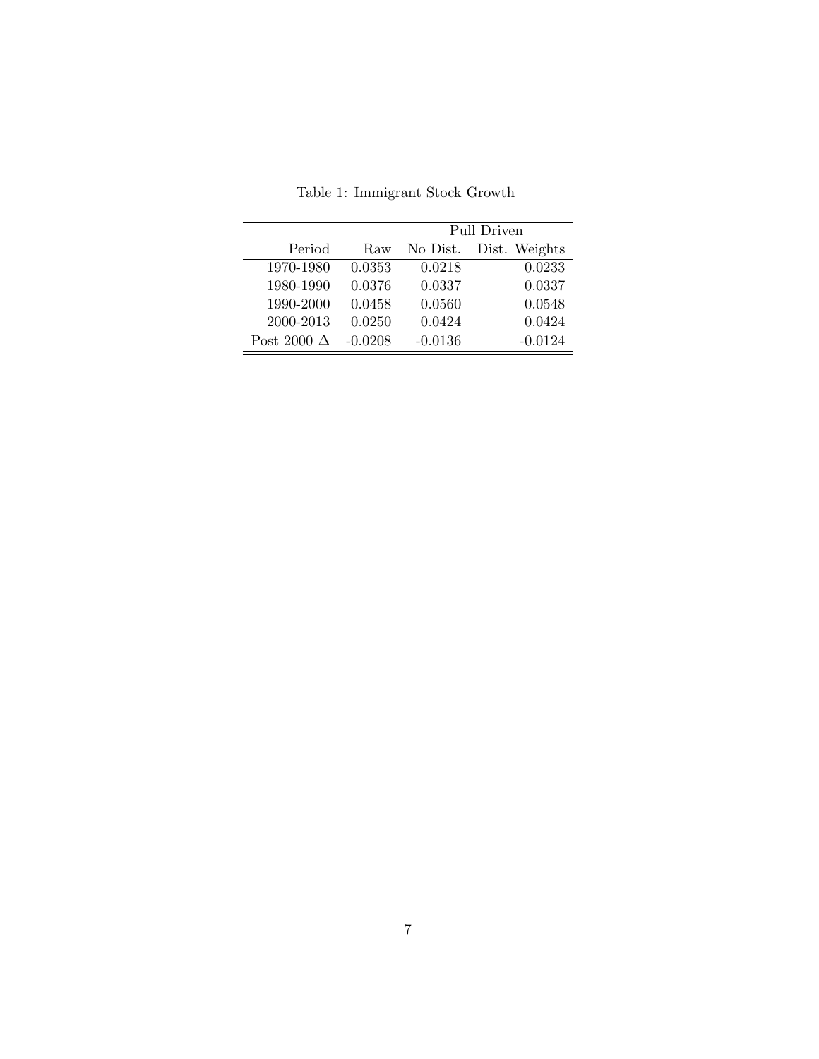Table 1: Immigrant Stock Growth

| | | Pull Driven | |
|---|---|---|---|
| Period | Raw | No Dist. | Dist. Weights |
| 1970-1980 | 0.0353 | 0.0218 | 0.0233 |
| 1980-1990 | 0.0376 | 0.0337 | 0.0337 |
| 1990-2000 | 0.0458 | 0.0560 | 0.0548 |
| 2000-2013 | 0.0250 | 0.0424 | 0.0424 |
| Post 2000 $\Delta$ | -0.0208 | -0.0136 | -0.0124 |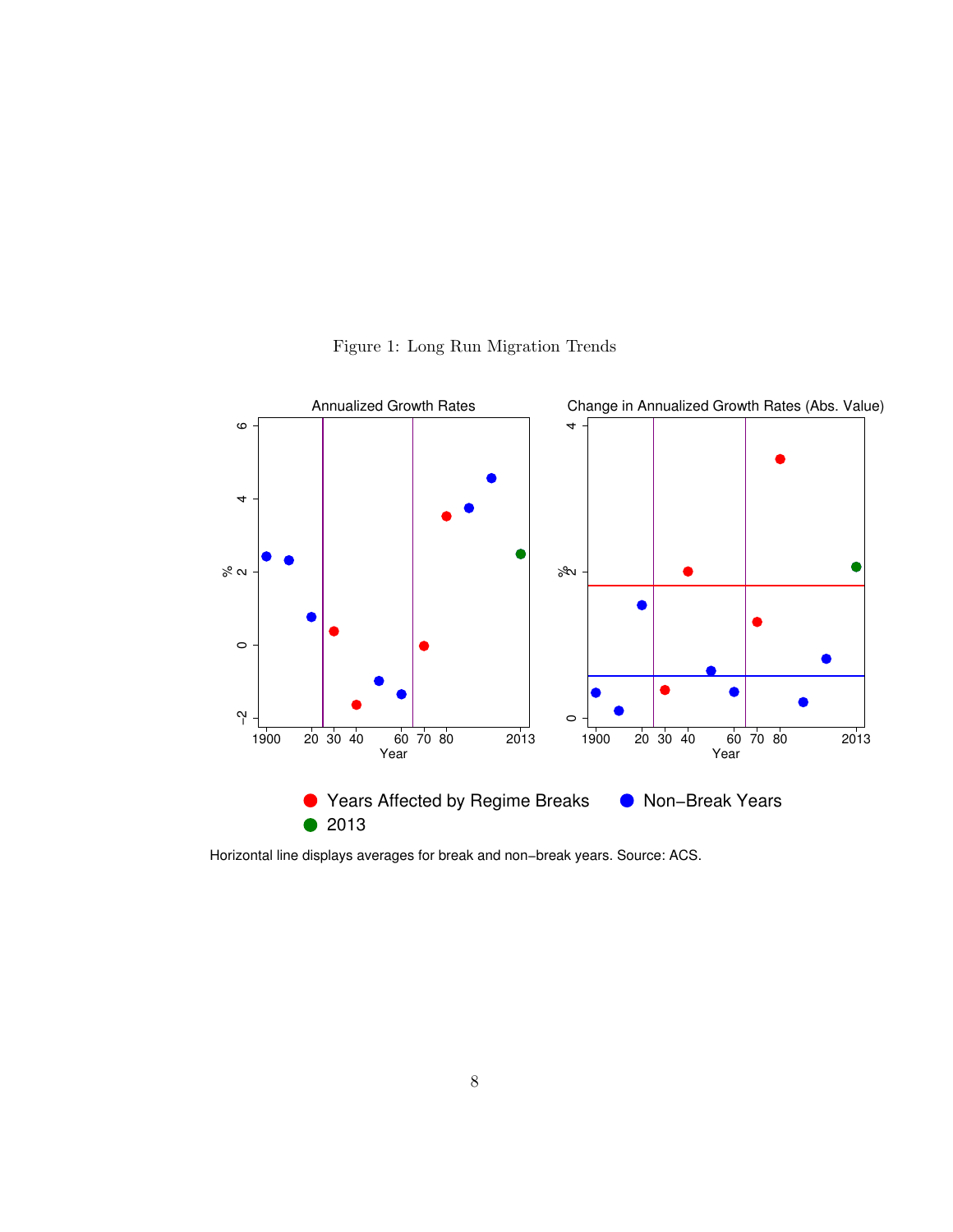Figure 1: Long Run Migration Trends

Horizontal line displays averages for break and non−break years. Source: ACS.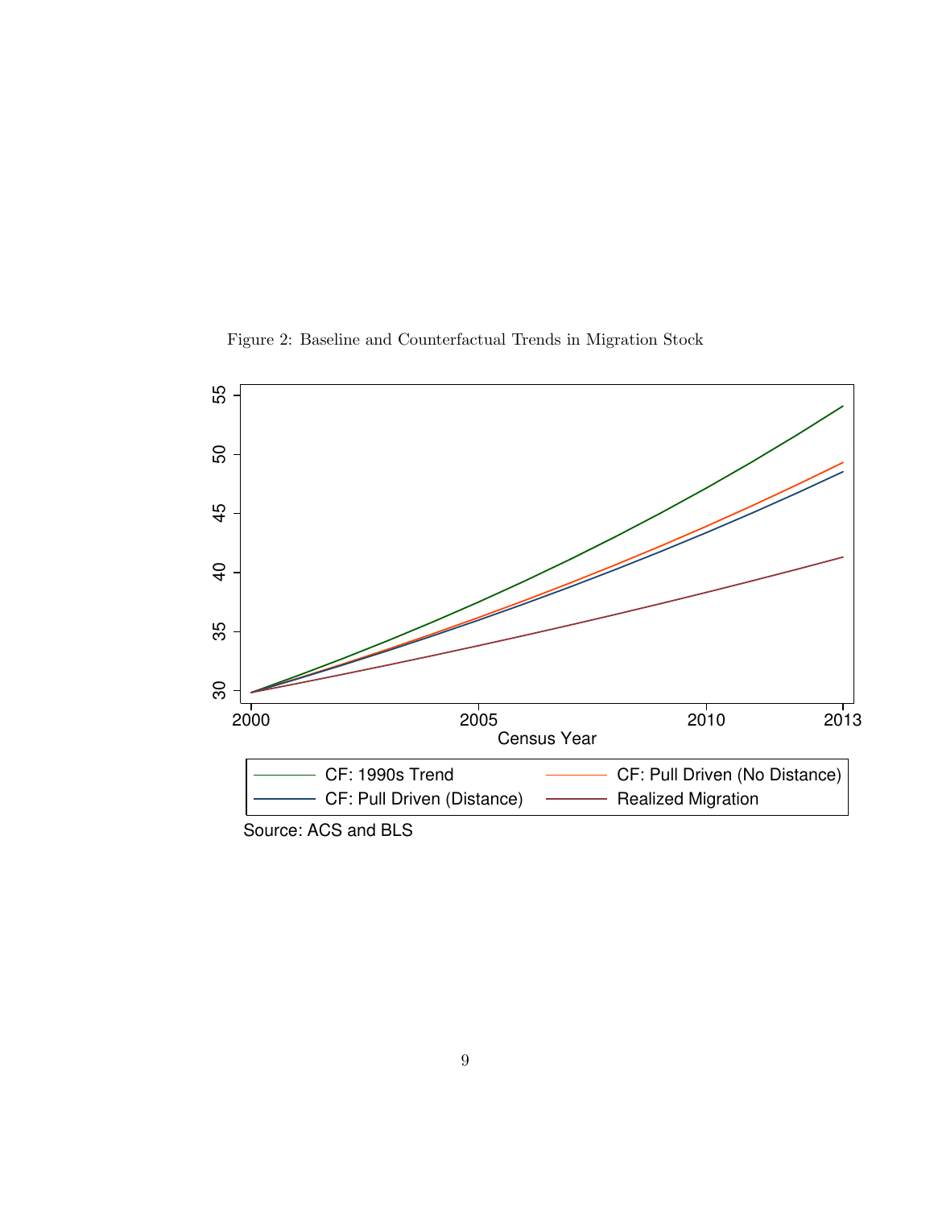Figure 2: Baseline and Counterfactual Trends in Migration Stock

Source: ACS and BLS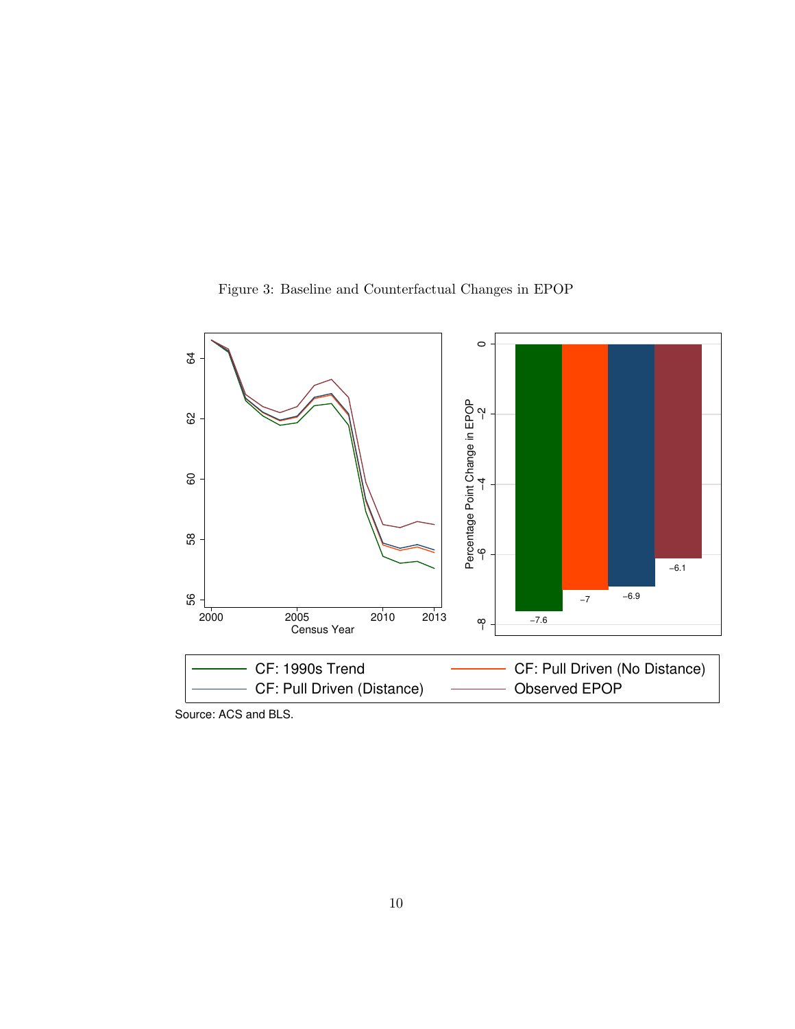Figure 3: Baseline and Counterfactual Changes in EPOP

Source: ACS and BLS.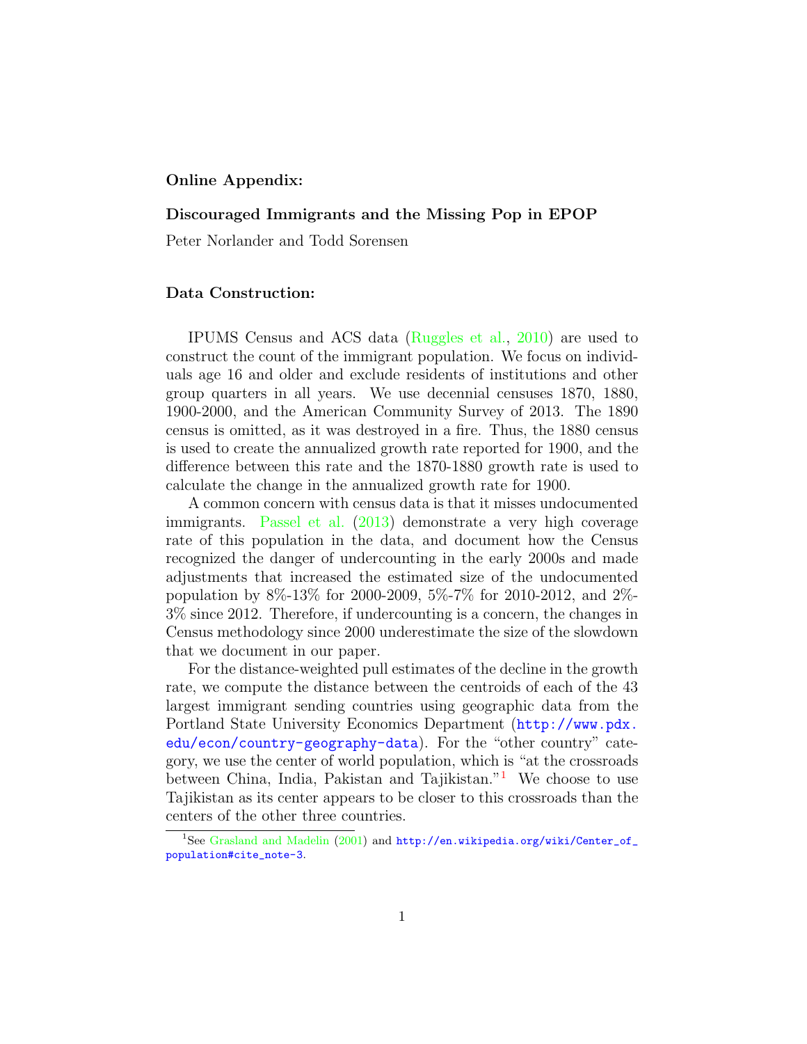**Online Appendix:**

**Discouraged Immigrants and the Missing Pop in EPOP**

Peter Norlander and Todd Sorensen

**Data Construction:**

IPUMS Census and ACS data (Ruggles et al., 2010) are used to construct the count of the immigrant population. We focus on individuals age 16 and older and exclude residents of institutions and other group quarters in all years. We use decennial censuses 1870, 1880, 1900-2000, and the American Community Survey of 2013. The 1890 census is omitted, as it was destroyed in a fire. Thus, the 1880 census is used to create the annualized growth rate reported for 1900, and the difference between this rate and the 1870-1880 growth rate is used to calculate the change in the annualized growth rate for 1900.

A common concern with census data is that it misses undocumented immigrants. Passel et al. (2013) demonstrate a very high coverage rate of this population in the data, and document how the Census recognized the danger of undercounting in the early 2000s and made adjustments that increased the estimated size of the undocumented population by 8%-13% for 2000-2009, 5%-7% for 2010-2012, and 2%-3% since 2012. Therefore, if undercounting is a concern, the changes in Census methodology since 2000 underestimate the size of the slowdown that we document in our paper.

For the distance-weighted pull estimates of the decline in the growth rate, we compute the distance between the centroids of each of the 43 largest immigrant sending countries using geographic data from the Portland State University Economics Department (http://www.pdx.edu/econ/country-geography-data). For the "other country" category, we use the center of world population, which is "at the crossroads between China, India, Pakistan and Tajikistan."[1] We choose to use Tajikistan as its center appears to be closer to this crossroads than the centers of the other three countries.

[1] See Grasland and Madelin (2001) and http://en.wikipedia.org/wiki/Center_of_population#cite_note-3.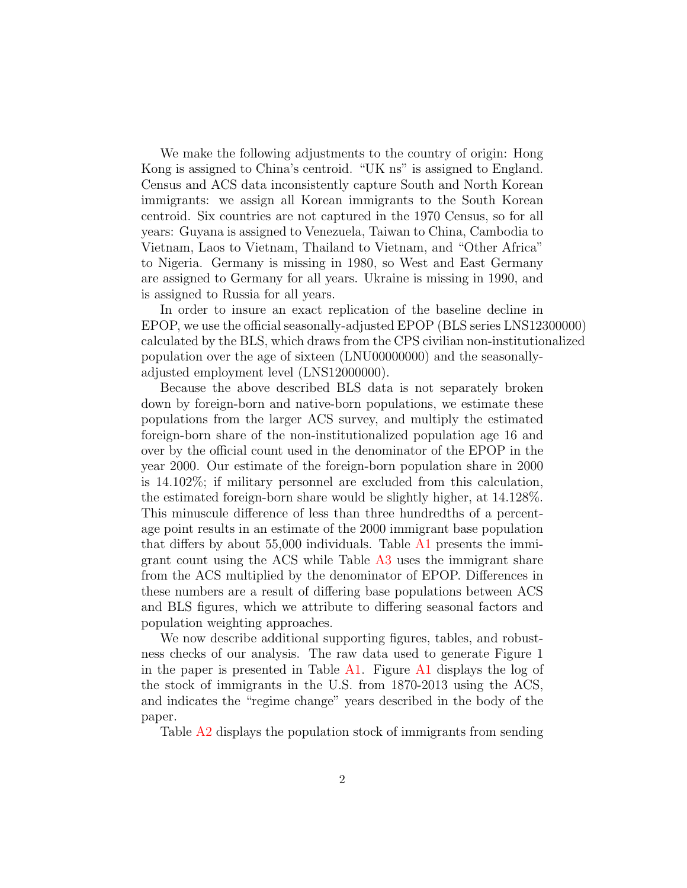We make the following adjustments to the country of origin: Hong Kong is assigned to China's centroid. "UK ns" is assigned to England. Census and ACS data inconsistently capture South and North Korean immigrants: we assign all Korean immigrants to the South Korean centroid. Six countries are not captured in the 1970 Census, so for all years: Guyana is assigned to Venezuela, Taiwan to China, Cambodia to Vietnam, Laos to Vietnam, Thailand to Vietnam, and "Other Africa" to Nigeria. Germany is missing in 1980, so West and East Germany are assigned to Germany for all years. Ukraine is missing in 1990, and is assigned to Russia for all years.

In order to insure an exact replication of the baseline decline in EPOP, we use the official seasonally-adjusted EPOP (BLS series LNS12300000) calculated by the BLS, which draws from the CPS civilian non-institutionalized population over the age of sixteen (LNU00000000) and the seasonally-adjusted employment level (LNS12000000).

Because the above described BLS data is not separately broken down by foreign-born and native-born populations, we estimate these populations from the larger ACS survey, and multiply the estimated foreign-born share of the non-institutionalized population age 16 and over by the official count used in the denominator of the EPOP in the year 2000. Our estimate of the foreign-born population share in 2000 is 14.102%; if military personnel are excluded from this calculation, the estimated foreign-born share would be slightly higher, at 14.128%. This minuscule difference of less than three hundredths of a percentage point results in an estimate of the 2000 immigrant base population that differs by about 55,000 individuals. Table A1 presents the immigrant count using the ACS while Table A3 uses the immigrant share from the ACS multiplied by the denominator of EPOP. Differences in these numbers are a result of differing base populations between ACS and BLS figures, which we attribute to differing seasonal factors and population weighting approaches.

We now describe additional supporting figures, tables, and robustness checks of our analysis. The raw data used to generate Figure 1 in the paper is presented in Table A1. Figure A1 displays the log of the stock of immigrants in the U.S. from 1870-2013 using the ACS, and indicates the "regime change" years described in the body of the paper.

Table A2 displays the population stock of immigrants from sending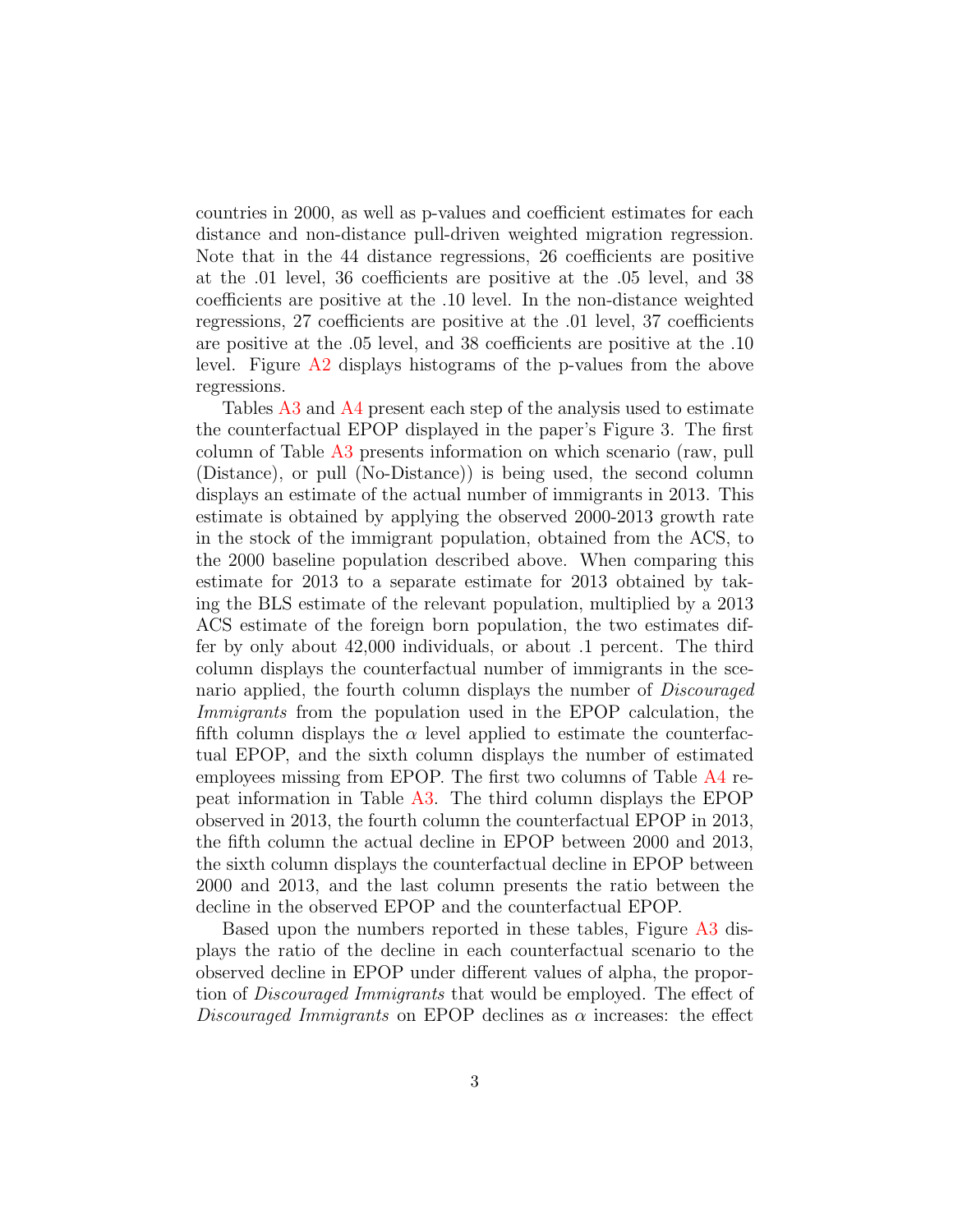countries in 2000, as well as p-values and coefficient estimates for each distance and non-distance pull-driven weighted migration regression. Note that in the 44 distance regressions, 26 coefficients are positive at the .01 level, 36 coefficients are positive at the .05 level, and 38 coefficients are positive at the .10 level. In the non-distance weighted regressions, 27 coefficients are positive at the .01 level, 37 coefficients are positive at the .05 level, and 38 coefficients are positive at the .10 level. Figure A2 displays histograms of the p-values from the above regressions.

Tables A3 and A4 present each step of the analysis used to estimate the counterfactual EPOP displayed in the paper's Figure 3. The first column of Table A3 presents information on which scenario (raw, pull (Distance), or pull (No-Distance)) is being used, the second column displays an estimate of the actual number of immigrants in 2013. This estimate is obtained by applying the observed 2000-2013 growth rate in the stock of the immigrant population, obtained from the ACS, to the 2000 baseline population described above. When comparing this estimate for 2013 to a separate estimate for 2013 obtained by taking the BLS estimate of the relevant population, multiplied by a 2013 ACS estimate of the foreign born population, the two estimates differ by only about 42,000 individuals, or about .1 percent. The third column displays the counterfactual number of immigrants in the scenario applied, the fourth column displays the number of *Discouraged Immigrants* from the population used in the EPOP calculation, the fifth column displays the $\alpha$ level applied to estimate the counterfactual EPOP, and the sixth column displays the number of estimated employees missing from EPOP. The first two columns of Table A4 repeat information in Table A3. The third column displays the EPOP observed in 2013, the fourth column the counterfactual EPOP in 2013, the fifth column the actual decline in EPOP between 2000 and 2013, the sixth column displays the counterfactual decline in EPOP between 2000 and 2013, and the last column presents the ratio between the decline in the observed EPOP and the counterfactual EPOP.

Based upon the numbers reported in these tables, Figure A3 displays the ratio of the decline in each counterfactual scenario to the observed decline in EPOP under different values of alpha, the proportion of *Discouraged Immigrants* that would be employed. The effect of *Discouraged Immigrants* on EPOP declines as $\alpha$ increases: the effect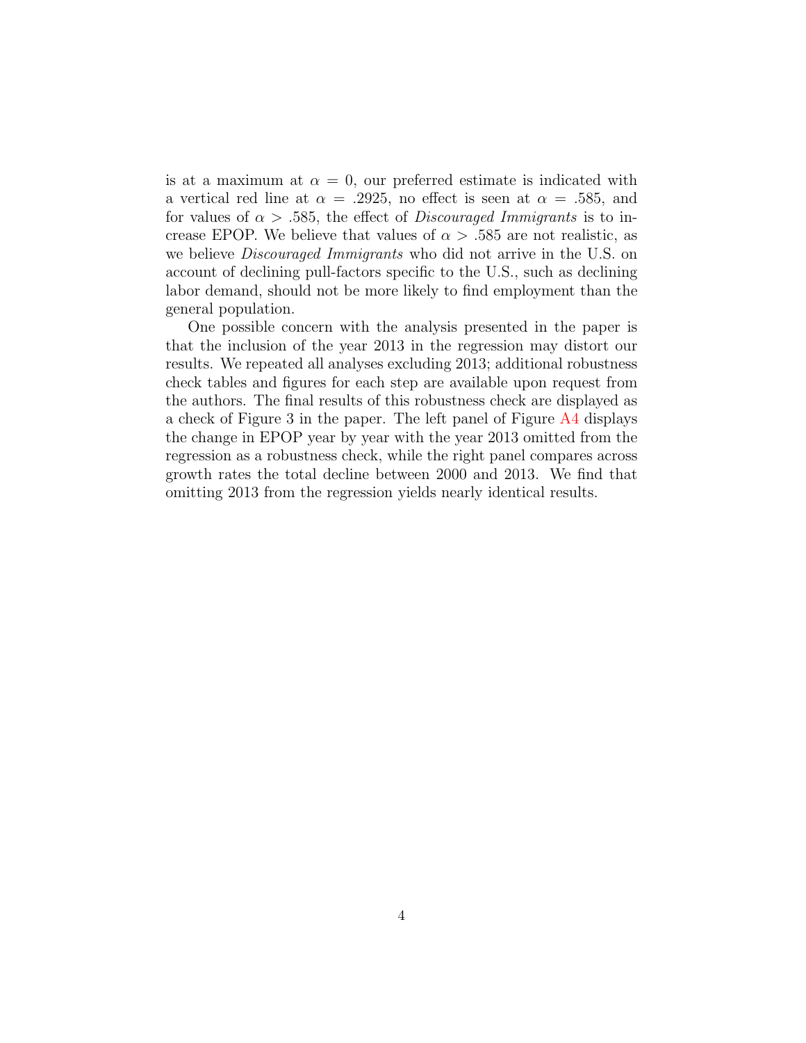is at a maximum at $\alpha = 0$, our preferred estimate is indicated with a vertical red line at $\alpha = .2925$, no effect is seen at $\alpha = .585$, and for values of $\alpha > .585$, the effect of *Discouraged Immigrants* is to increase EPOP. We believe that values of $\alpha > .585$ are not realistic, as we believe *Discouraged Immigrants* who did not arrive in the U.S. on account of declining pull-factors specific to the U.S., such as declining labor demand, should not be more likely to find employment than the general population.

One possible concern with the analysis presented in the paper is that the inclusion of the year 2013 in the regression may distort our results. We repeated all analyses excluding 2013; additional robustness check tables and figures for each step are available upon request from the authors. The final results of this robustness check are displayed as a check of Figure 3 in the paper. The left panel of Figure A4 displays the change in EPOP year by year with the year 2013 omitted from the regression as a robustness check, while the right panel compares across growth rates the total decline between 2000 and 2013. We find that omitting 2013 from the regression yields nearly identical results.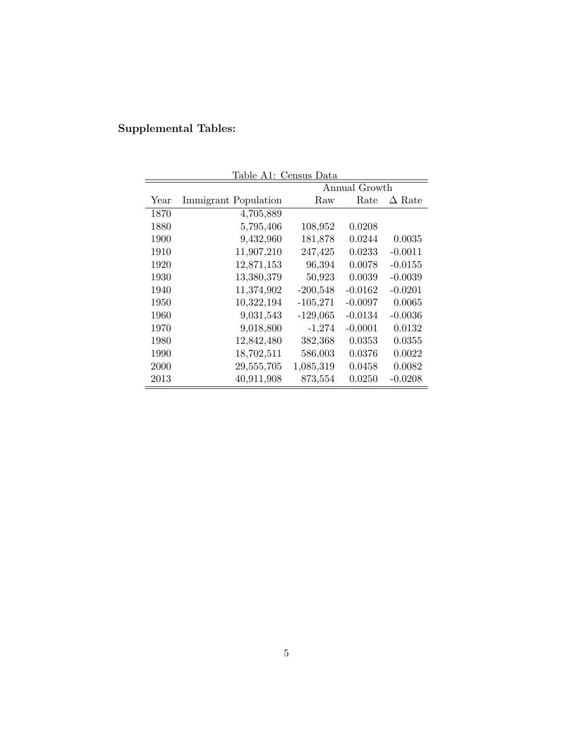**Supplemental Tables:**

Table A1: Census Data

| Year | Immigrant Population | Annual Growth | | |
|---|---|---|---|---|
| | | Raw | Rate | $\Delta$ Rate |
| 1870 | 4,705,889 | | | |
| 1880 | 5,795,406 | 108,952 | 0.0208 | |
| 1900 | 9,432,960 | 181,878 | 0.0244 | 0.0035 |
| 1910 | 11,907,210 | 247,425 | 0.0233 | -0.0011 |
| 1920 | 12,871,153 | 96,394 | 0.0078 | -0.0155 |
| 1930 | 13,380,379 | 50,923 | 0.0039 | -0.0039 |
| 1940 | 11,374,902 | -200,548 | -0.0162 | -0.0201 |
| 1950 | 10,322,194 | -105,271 | -0.0097 | 0.0065 |
| 1960 | 9,031,543 | -129,065 | -0.0134 | -0.0036 |
| 1970 | 9,018,800 | -1,274 | -0.0001 | 0.0132 |
| 1980 | 12,842,480 | 382,368 | 0.0353 | 0.0355 |
| 1990 | 18,702,511 | 586,003 | 0.0376 | 0.0022 |
| 2000 | 29,555,705 | 1,085,319 | 0.0458 | 0.0082 |
| 2013 | 40,911,908 | 873,554 | 0.0250 | -0.0208 |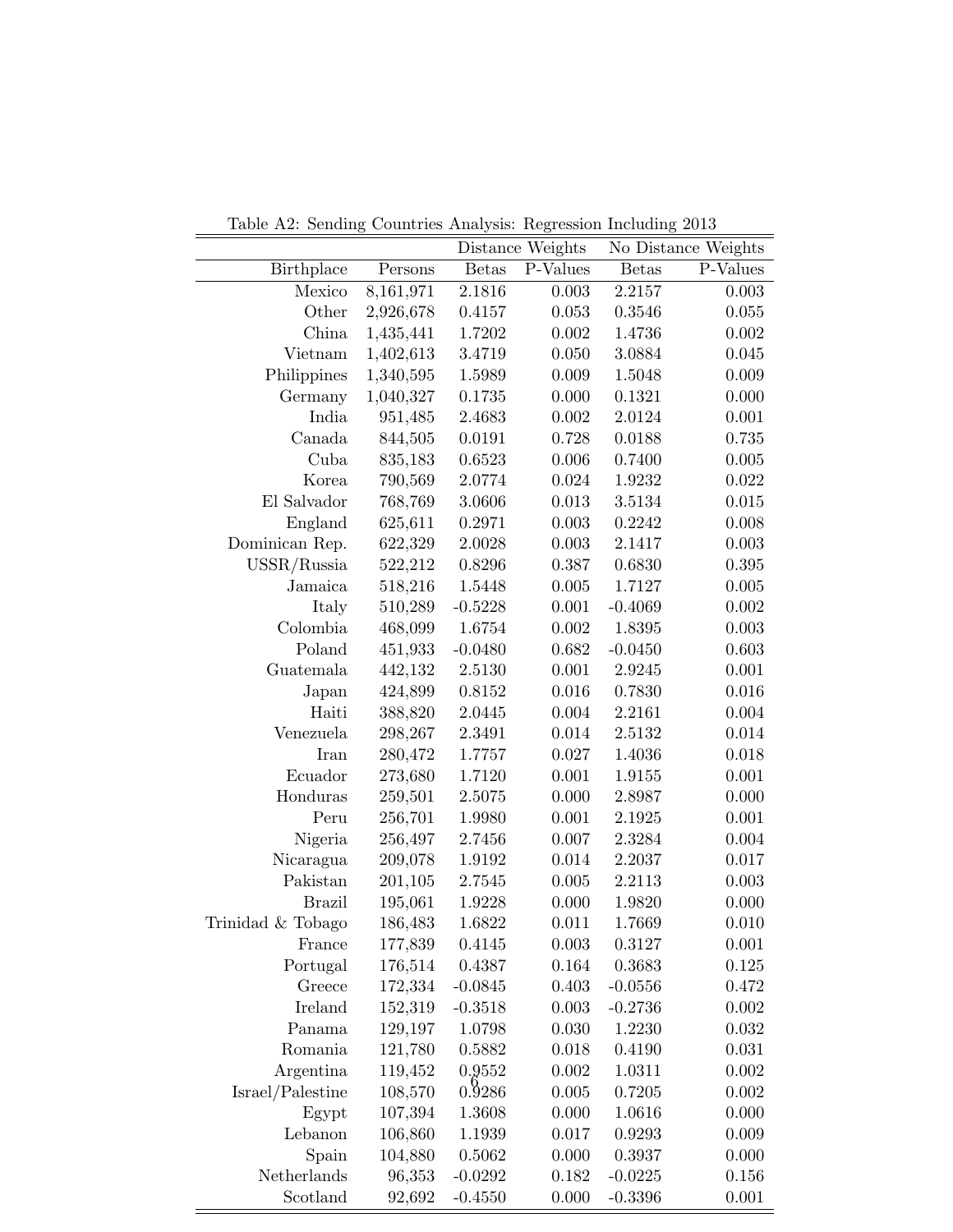Table A2: Sending Countries Analysis: Regression Including 2013

| | | Distance Weights | | No Distance Weights | |
|---|---|---|---|---|---|
| Birthplace | Persons | Betas | P-Values | Betas | P-Values |
| Mexico | 8,161,971 | 2.1816 | 0.003 | 2.2157 | 0.003 |
| Other | 2,926,678 | 0.4157 | 0.053 | 0.3546 | 0.055 |
| China | 1,435,441 | 1.7202 | 0.002 | 1.4736 | 0.002 |
| Vietnam | 1,402,613 | 3.4719 | 0.050 | 3.0884 | 0.045 |
| Philippines | 1,340,595 | 1.5989 | 0.009 | 1.5048 | 0.009 |
| Germany | 1,040,327 | 0.1735 | 0.000 | 0.1321 | 0.000 |
| India | 951,485 | 2.4683 | 0.002 | 2.0124 | 0.001 |
| Canada | 844,505 | 0.0191 | 0.728 | 0.0188 | 0.735 |
| Cuba | 835,183 | 0.6523 | 0.006 | 0.7400 | 0.005 |
| Korea | 790,569 | 2.0774 | 0.024 | 1.9232 | 0.022 |
| El Salvador | 768,769 | 3.0606 | 0.013 | 3.5134 | 0.015 |
| England | 625,611 | 0.2971 | 0.003 | 0.2242 | 0.008 |
| Dominican Rep. | 622,329 | 2.0028 | 0.003 | 2.1417 | 0.003 |
| USSR/Russia | 522,212 | 0.8296 | 0.387 | 0.6830 | 0.395 |
| Jamaica | 518,216 | 1.5448 | 0.005 | 1.7127 | 0.005 |
| Italy | 510,289 | -0.5228 | 0.001 | -0.4069 | 0.002 |
| Colombia | 468,099 | 1.6754 | 0.002 | 1.8395 | 0.003 |
| Poland | 451,933 | -0.0480 | 0.682 | -0.0450 | 0.603 |
| Guatemala | 442,132 | 2.5130 | 0.001 | 2.9245 | 0.001 |
| Japan | 424,899 | 0.8152 | 0.016 | 0.7830 | 0.016 |
| Haiti | 388,820 | 2.0445 | 0.004 | 2.2161 | 0.004 |
| Venezuela | 298,267 | 2.3491 | 0.014 | 2.5132 | 0.014 |
| Iran | 280,472 | 1.7757 | 0.027 | 1.4036 | 0.018 |
| Ecuador | 273,680 | 1.7120 | 0.001 | 1.9155 | 0.001 |
| Honduras | 259,501 | 2.5075 | 0.000 | 2.8987 | 0.000 |
| Peru | 256,701 | 1.9980 | 0.001 | 2.1925 | 0.001 |
| Nigeria | 256,497 | 2.7456 | 0.007 | 2.3284 | 0.004 |
| Nicaragua | 209,078 | 1.9192 | 0.014 | 2.2037 | 0.017 |
| Pakistan | 201,105 | 2.7545 | 0.005 | 2.2113 | 0.003 |
| Brazil | 195,061 | 1.9228 | 0.000 | 1.9820 | 0.000 |
| Trinidad & Tobago | 186,483 | 1.6822 | 0.011 | 1.7669 | 0.010 |
| France | 177,839 | 0.4145 | 0.003 | 0.3127 | 0.001 |
| Portugal | 176,514 | 0.4387 | 0.164 | 0.3683 | 0.125 |
| Greece | 172,334 | -0.0845 | 0.403 | -0.0556 | 0.472 |
| Ireland | 152,319 | -0.3518 | 0.003 | -0.2736 | 0.002 |
| Panama | 129,197 | 1.0798 | 0.030 | 1.2230 | 0.032 |
| Romania | 121,780 | 0.5882 | 0.018 | 0.4190 | 0.031 |
| Argentina | 119,452 | 0.9552 | 0.002 | 1.0311 | 0.002 |
| Israel/Palestine | 108,570 | 0.9286 | 0.005 | 0.7205 | 0.002 |
| Egypt | 107,394 | 1.3608 | 0.000 | 1.0616 | 0.000 |
| Lebanon | 106,860 | 1.1939 | 0.017 | 0.9293 | 0.009 |
| Spain | 104,880 | 0.5062 | 0.000 | 0.3937 | 0.000 |
| Netherlands | 96,353 | -0.0292 | 0.182 | -0.0225 | 0.156 |
| Scotland | 92,692 | -0.4550 | 0.000 | -0.3396 | 0.001 |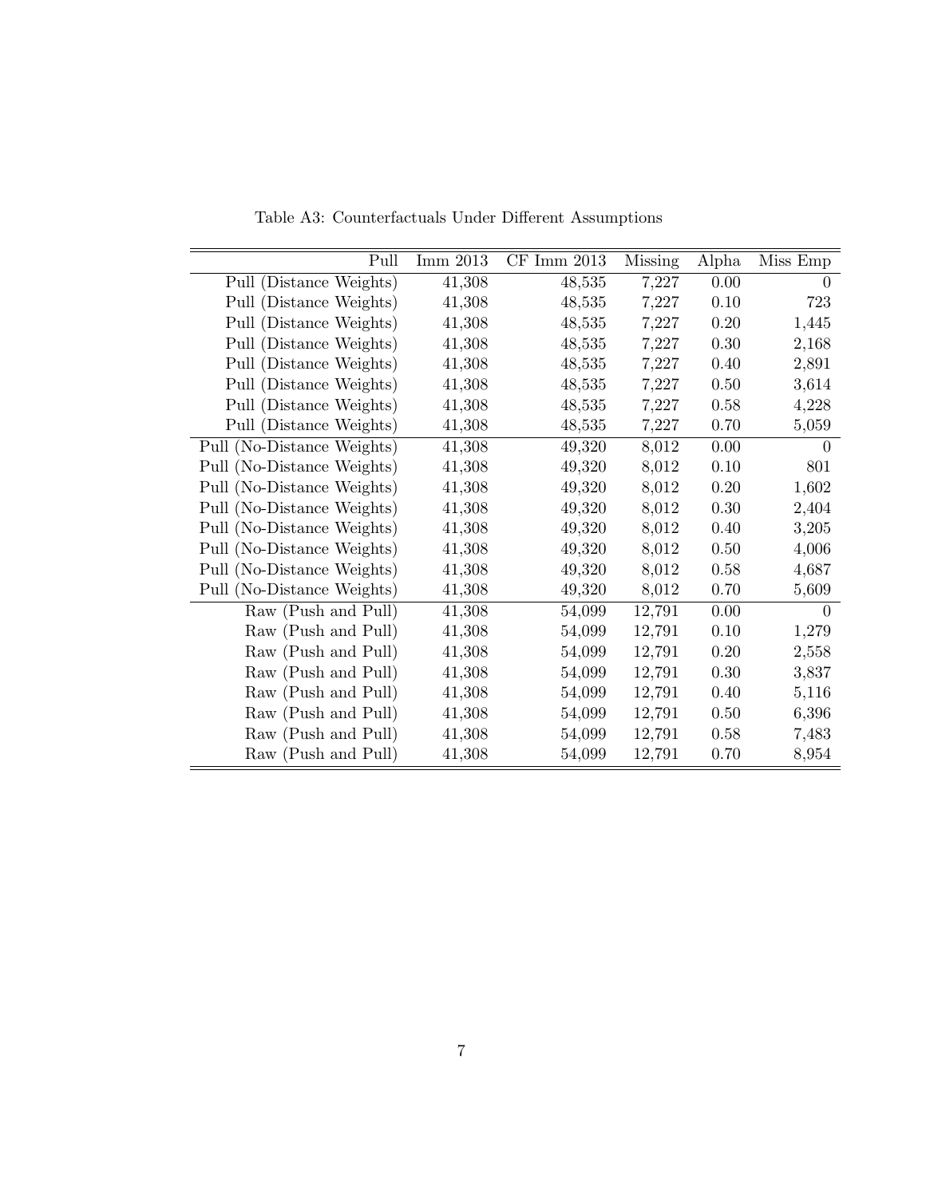Table A3: Counterfactuals Under Different Assumptions

| Pull | Imm 2013 | CF Imm 2013 | Missing | Alpha | Miss Emp |
|---|---|---|---|---|---|
| Pull (Distance Weights) | 41,308 | 48,535 | 7,227 | 0.00 | 0 |
| Pull (Distance Weights) | 41,308 | 48,535 | 7,227 | 0.10 | 723 |
| Pull (Distance Weights) | 41,308 | 48,535 | 7,227 | 0.20 | 1,445 |
| Pull (Distance Weights) | 41,308 | 48,535 | 7,227 | 0.30 | 2,168 |
| Pull (Distance Weights) | 41,308 | 48,535 | 7,227 | 0.40 | 2,891 |
| Pull (Distance Weights) | 41,308 | 48,535 | 7,227 | 0.50 | 3,614 |
| Pull (Distance Weights) | 41,308 | 48,535 | 7,227 | 0.58 | 4,228 |
| Pull (Distance Weights) | 41,308 | 48,535 | 7,227 | 0.70 | 5,059 |
| Pull (No-Distance Weights) | 41,308 | 49,320 | 8,012 | 0.00 | 0 |
| Pull (No-Distance Weights) | 41,308 | 49,320 | 8,012 | 0.10 | 801 |
| Pull (No-Distance Weights) | 41,308 | 49,320 | 8,012 | 0.20 | 1,602 |
| Pull (No-Distance Weights) | 41,308 | 49,320 | 8,012 | 0.30 | 2,404 |
| Pull (No-Distance Weights) | 41,308 | 49,320 | 8,012 | 0.40 | 3,205 |
| Pull (No-Distance Weights) | 41,308 | 49,320 | 8,012 | 0.50 | 4,006 |
| Pull (No-Distance Weights) | 41,308 | 49,320 | 8,012 | 0.58 | 4,687 |
| Pull (No-Distance Weights) | 41,308 | 49,320 | 8,012 | 0.70 | 5,609 |
| Raw (Push and Pull) | 41,308 | 54,099 | 12,791 | 0.00 | 0 |
| Raw (Push and Pull) | 41,308 | 54,099 | 12,791 | 0.10 | 1,279 |
| Raw (Push and Pull) | 41,308 | 54,099 | 12,791 | 0.20 | 2,558 |
| Raw (Push and Pull) | 41,308 | 54,099 | 12,791 | 0.30 | 3,837 |
| Raw (Push and Pull) | 41,308 | 54,099 | 12,791 | 0.40 | 5,116 |
| Raw (Push and Pull) | 41,308 | 54,099 | 12,791 | 0.50 | 6,396 |
| Raw (Push and Pull) | 41,308 | 54,099 | 12,791 | 0.58 | 7,483 |
| Raw (Push and Pull) | 41,308 | 54,099 | 12,791 | 0.70 | 8,954 |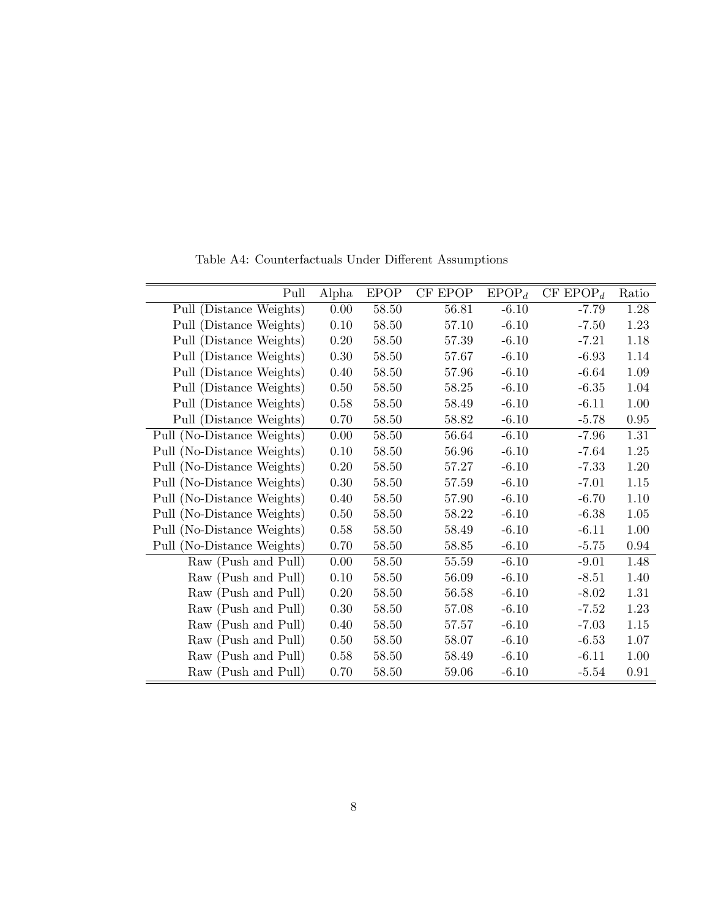Table A4: Counterfactuals Under Different Assumptions

| Pull | Alpha | EPOP | CF EPOP | $EPOP_d$ | CF $EPOP_d$ | Ratio |
|---|---|---|---|---|---|---|
| Pull (Distance Weights) | 0.00 | 58.50 | 56.81 | -6.10 | -7.79 | 1.28 |
| Pull (Distance Weights) | 0.10 | 58.50 | 57.10 | -6.10 | -7.50 | 1.23 |
| Pull (Distance Weights) | 0.20 | 58.50 | 57.39 | -6.10 | -7.21 | 1.18 |
| Pull (Distance Weights) | 0.30 | 58.50 | 57.67 | -6.10 | -6.93 | 1.14 |
| Pull (Distance Weights) | 0.40 | 58.50 | 57.96 | -6.10 | -6.64 | 1.09 |
| Pull (Distance Weights) | 0.50 | 58.50 | 58.25 | -6.10 | -6.35 | 1.04 |
| Pull (Distance Weights) | 0.58 | 58.50 | 58.49 | -6.10 | -6.11 | 1.00 |
| Pull (Distance Weights) | 0.70 | 58.50 | 58.82 | -6.10 | -5.78 | 0.95 |
| Pull (No-Distance Weights) | 0.00 | 58.50 | 56.64 | -6.10 | -7.96 | 1.31 |
| Pull (No-Distance Weights) | 0.10 | 58.50 | 56.96 | -6.10 | -7.64 | 1.25 |
| Pull (No-Distance Weights) | 0.20 | 58.50 | 57.27 | -6.10 | -7.33 | 1.20 |
| Pull (No-Distance Weights) | 0.30 | 58.50 | 57.59 | -6.10 | -7.01 | 1.15 |
| Pull (No-Distance Weights) | 0.40 | 58.50 | 57.90 | -6.10 | -6.70 | 1.10 |
| Pull (No-Distance Weights) | 0.50 | 58.50 | 58.22 | -6.10 | -6.38 | 1.05 |
| Pull (No-Distance Weights) | 0.58 | 58.50 | 58.49 | -6.10 | -6.11 | 1.00 |
| Pull (No-Distance Weights) | 0.70 | 58.50 | 58.85 | -6.10 | -5.75 | 0.94 |
| Raw (Push and Pull) | 0.00 | 58.50 | 55.59 | -6.10 | -9.01 | 1.48 |
| Raw (Push and Pull) | 0.10 | 58.50 | 56.09 | -6.10 | -8.51 | 1.40 |
| Raw (Push and Pull) | 0.20 | 58.50 | 56.58 | -6.10 | -8.02 | 1.31 |
| Raw (Push and Pull) | 0.30 | 58.50 | 57.08 | -6.10 | -7.52 | 1.23 |
| Raw (Push and Pull) | 0.40 | 58.50 | 57.57 | -6.10 | -7.03 | 1.15 |
| Raw (Push and Pull) | 0.50 | 58.50 | 58.07 | -6.10 | -6.53 | 1.07 |
| Raw (Push and Pull) | 0.58 | 58.50 | 58.49 | -6.10 | -6.11 | 1.00 |
| Raw (Push and Pull) | 0.70 | 58.50 | 59.06 | -6.10 | -5.54 | 0.91 |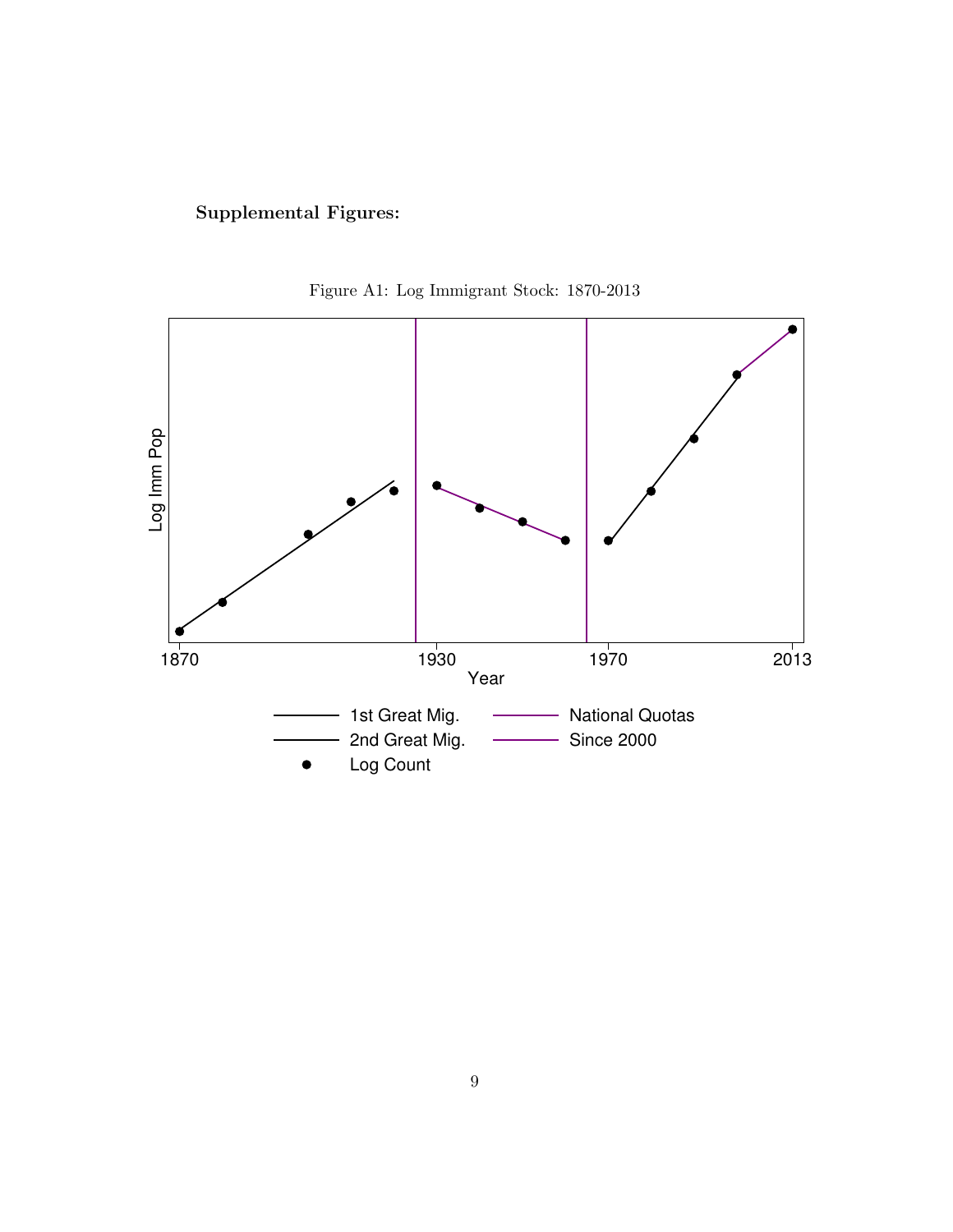**Supplemental Figures:**

Figure A1: Log Immigrant Stock: 1870-2013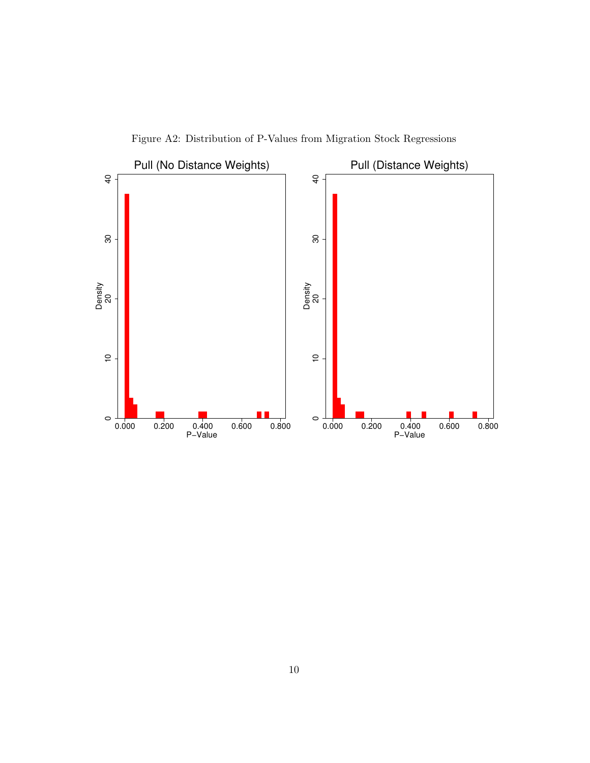Figure A2: Distribution of P-Values from Migration Stock Regressions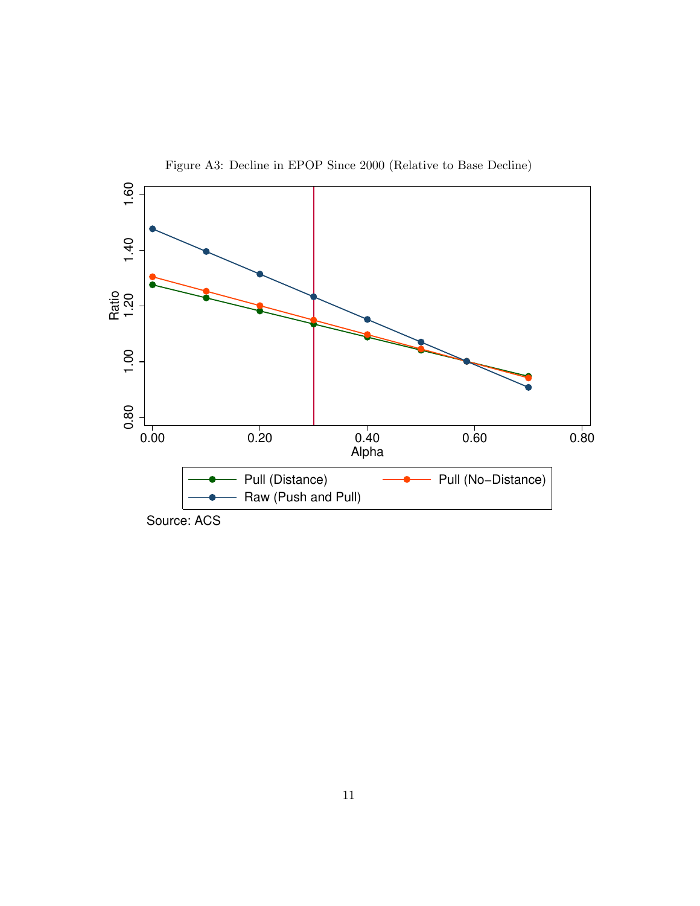Figure A3: Decline in EPOP Since 2000 (Relative to Base Decline)

Source: ACS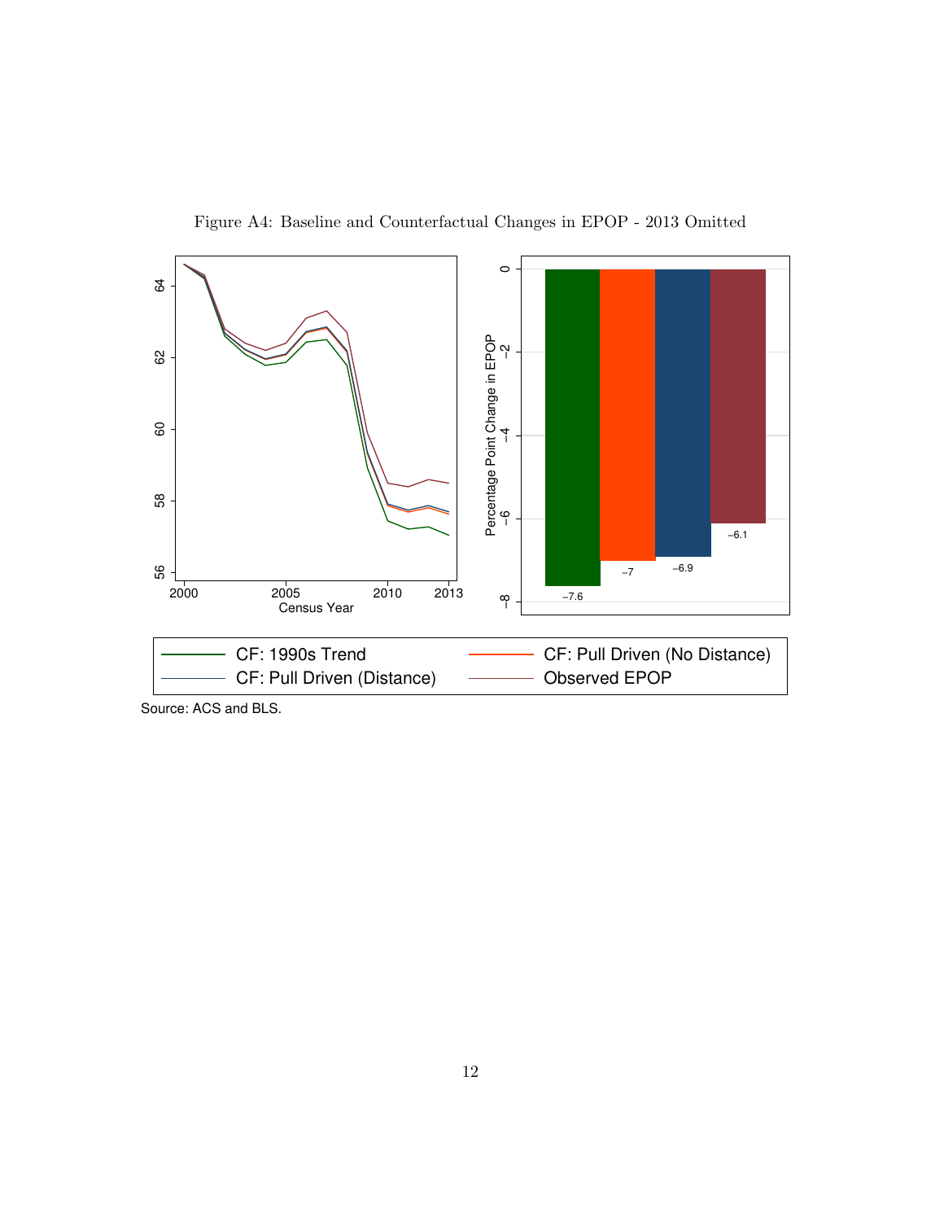Figure A4: Baseline and Counterfactual Changes in EPOP - 2013 Omitted

Source: ACS and BLS.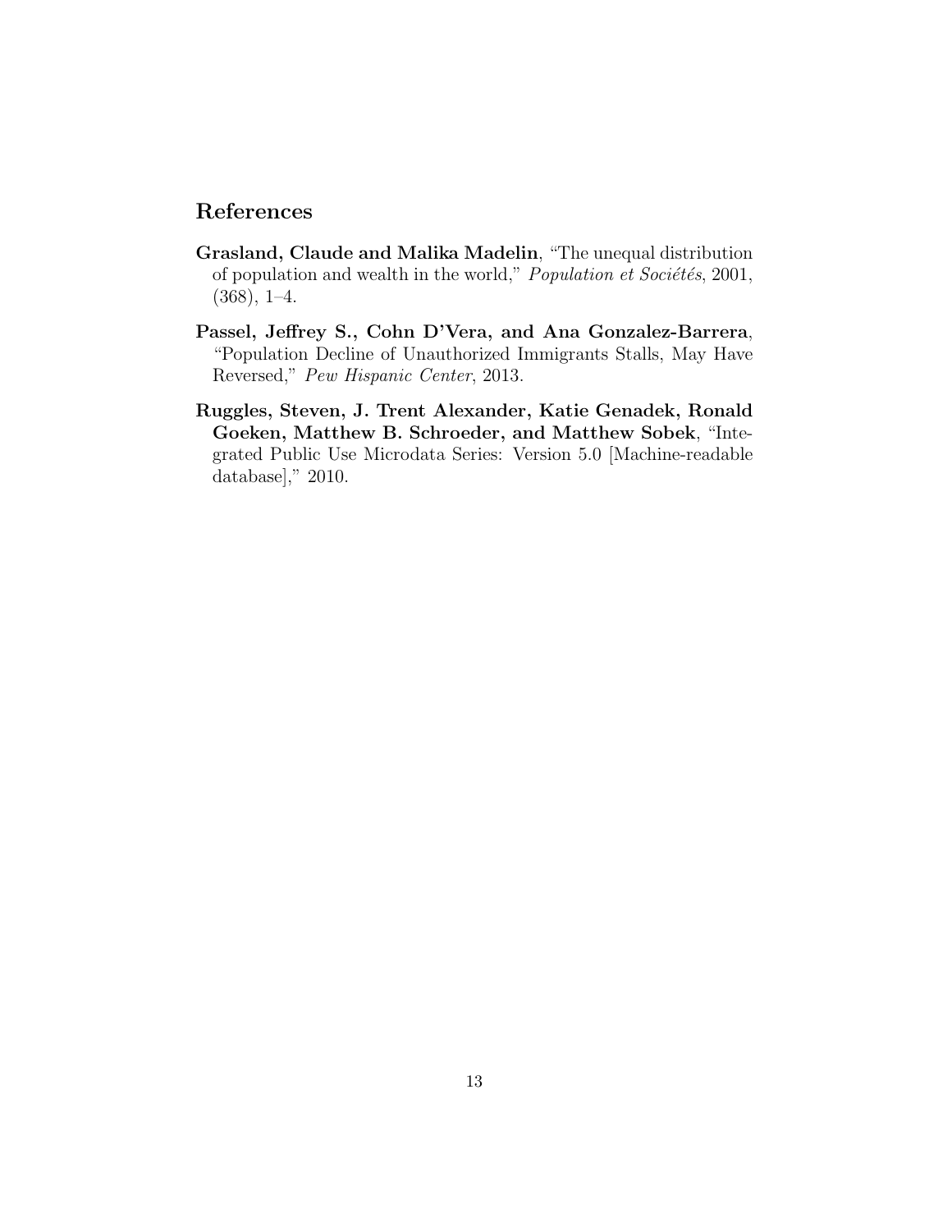## References

**Grasland, Claude and Malika Madelin**, "The unequal distribution of population and wealth in the world," *Population et Sociétés*, 2001, (368), 1–4.

**Passel, Jeffrey S., Cohn D'Vera, and Ana Gonzalez-Barrera**, "Population Decline of Unauthorized Immigrants Stalls, May Have Reversed," *Pew Hispanic Center*, 2013.

**Ruggles, Steven, J. Trent Alexander, Katie Genadek, Ronald Goeken, Matthew B. Schroeder, and Matthew Sobek**, "Integrated Public Use Microdata Series: Version 5.0 [Machine-readable database]," 2010.